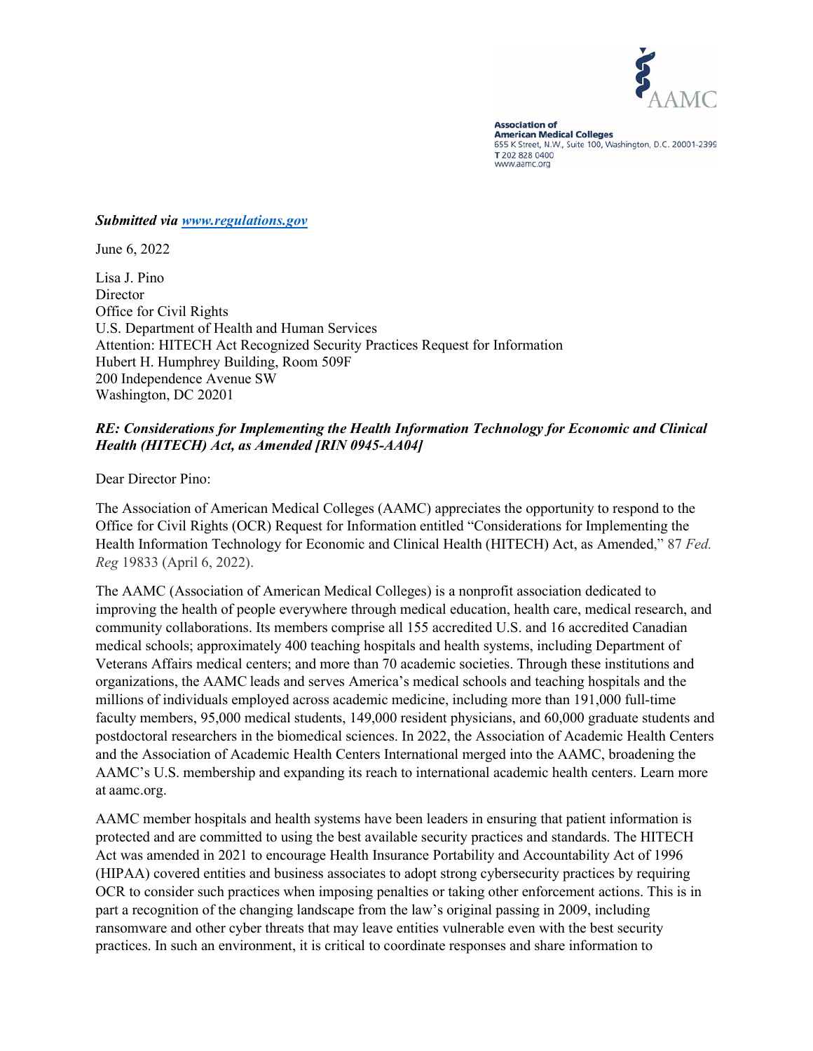AAMC

**Association of American Medical Colleges**
655 K Street, N.W., Suite 100, Washington, D.C. 20001-2399
T 202 828 0400
www.aamc.org

***Submitted via [www.regulations.gov](www.regulations.gov)***

June 6, 2022

Lisa J. Pino
Director
Office for Civil Rights
U.S. Department of Health and Human Services
Attention: HITECH Act Recognized Security Practices Request for Information
Hubert H. Humphrey Building, Room 509F
200 Independence Avenue SW
Washington, DC 20201

***RE: Considerations for Implementing the Health Information Technology for Economic and Clinical Health (HITECH) Act, as Amended [RIN 0945-AA04]***

Dear Director Pino:

The Association of American Medical Colleges (AAMC) appreciates the opportunity to respond to the Office for Civil Rights (OCR) Request for Information entitled "Considerations for Implementing the Health Information Technology for Economic and Clinical Health (HITECH) Act, as Amended," 87 *Fed. Reg* 19833 (April 6, 2022).

The AAMC (Association of American Medical Colleges) is a nonprofit association dedicated to improving the health of people everywhere through medical education, health care, medical research, and community collaborations. Its members comprise all 155 accredited U.S. and 16 accredited Canadian medical schools; approximately 400 teaching hospitals and health systems, including Department of Veterans Affairs medical centers; and more than 70 academic societies. Through these institutions and organizations, the AAMC leads and serves America's medical schools and teaching hospitals and the millions of individuals employed across academic medicine, including more than 191,000 full-time faculty members, 95,000 medical students, 149,000 resident physicians, and 60,000 graduate students and postdoctoral researchers in the biomedical sciences. In 2022, the Association of Academic Health Centers and the Association of Academic Health Centers International merged into the AAMC, broadening the AAMC's U.S. membership and expanding its reach to international academic health centers. Learn more at aamc.org.

AAMC member hospitals and health systems have been leaders in ensuring that patient information is protected and are committed to using the best available security practices and standards. The HITECH Act was amended in 2021 to encourage Health Insurance Portability and Accountability Act of 1996 (HIPAA) covered entities and business associates to adopt strong cybersecurity practices by requiring OCR to consider such practices when imposing penalties or taking other enforcement actions. This is in part a recognition of the changing landscape from the law's original passing in 2009, including ransomware and other cyber threats that may leave entities vulnerable even with the best security practices. In such an environment, it is critical to coordinate responses and share information to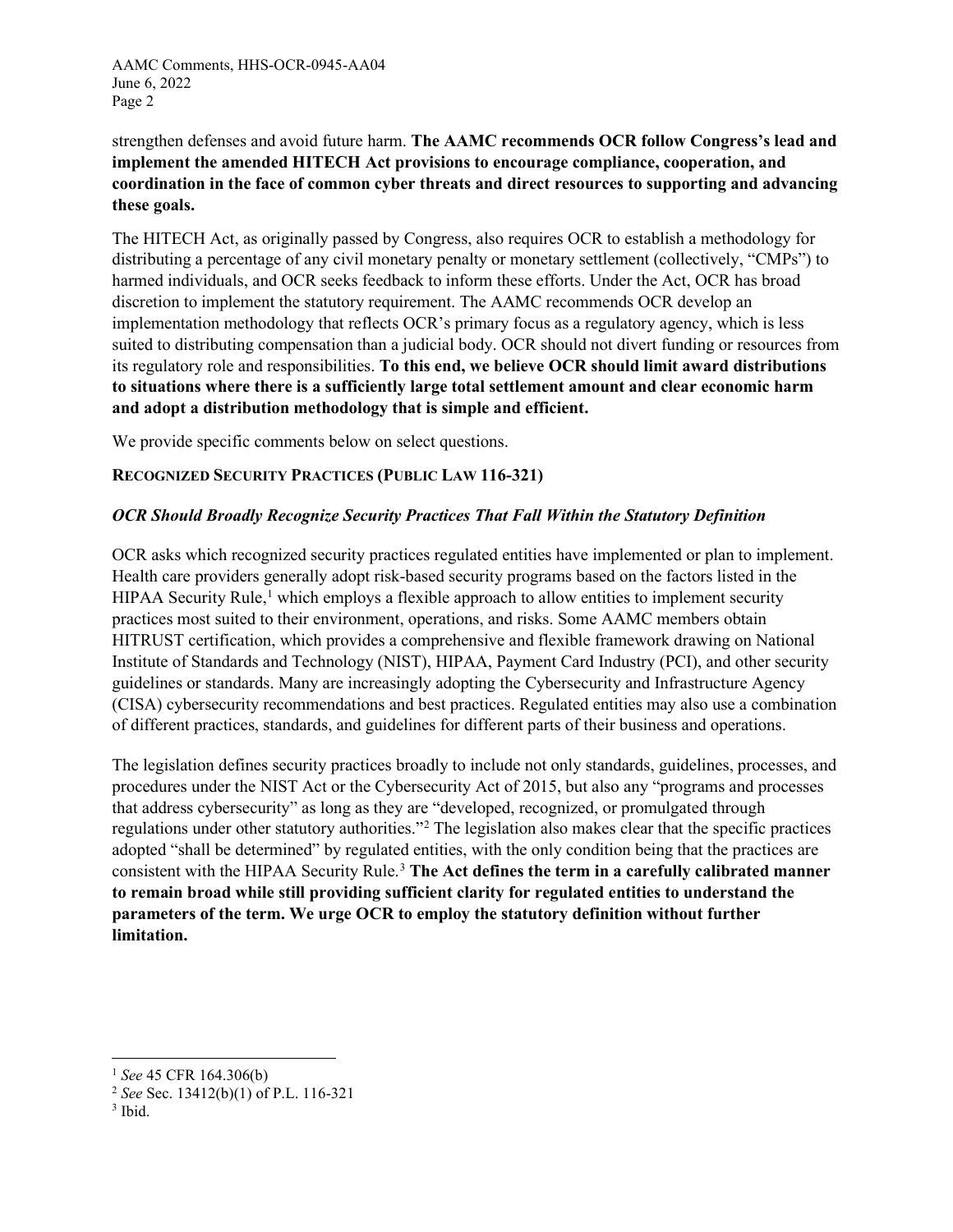strengthen defenses and avoid future harm. **The AAMC recommends OCR follow Congress's lead and implement the amended HITECH Act provisions to encourage compliance, cooperation, and coordination in the face of common cyber threats and direct resources to supporting and advancing these goals.**

The HITECH Act, as originally passed by Congress, also requires OCR to establish a methodology for distributing a percentage of any civil monetary penalty or monetary settlement (collectively, "CMPs") to harmed individuals, and OCR seeks feedback to inform these efforts. Under the Act, OCR has broad discretion to implement the statutory requirement. The AAMC recommends OCR develop an implementation methodology that reflects OCR's primary focus as a regulatory agency, which is less suited to distributing compensation than a judicial body. OCR should not divert funding or resources from its regulatory role and responsibilities. **To this end, we believe OCR should limit award distributions to situations where there is a sufficiently large total settlement amount and clear economic harm and adopt a distribution methodology that is simple and efficient.**

We provide specific comments below on select questions.

## RECOGNIZED SECURITY PRACTICES (PUBLIC LAW 116-321)

### *OCR Should Broadly Recognize Security Practices That Fall Within the Statutory Definition*

OCR asks which recognized security practices regulated entities have implemented or plan to implement. Health care providers generally adopt risk-based security programs based on the factors listed in the HIPAA Security Rule,[1] which employs a flexible approach to allow entities to implement security practices most suited to their environment, operations, and risks. Some AAMC members obtain HITRUST certification, which provides a comprehensive and flexible framework drawing on National Institute of Standards and Technology (NIST), HIPAA, Payment Card Industry (PCI), and other security guidelines or standards. Many are increasingly adopting the Cybersecurity and Infrastructure Agency (CISA) cybersecurity recommendations and best practices. Regulated entities may also use a combination of different practices, standards, and guidelines for different parts of their business and operations.

The legislation defines security practices broadly to include not only standards, guidelines, processes, and procedures under the NIST Act or the Cybersecurity Act of 2015, but also any "programs and processes that address cybersecurity" as long as they are "developed, recognized, or promulgated through regulations under other statutory authorities."[2] The legislation also makes clear that the specific practices adopted "shall be determined" by regulated entities, with the only condition being that the practices are consistent with the HIPAA Security Rule.[3] **The Act defines the term in a carefully calibrated manner to remain broad while still providing sufficient clarity for regulated entities to understand the parameters of the term. We urge OCR to employ the statutory definition without further limitation.**

---

[1] *See* 45 CFR 164.306(b)

[2] *See* Sec. 13412(b)(1) of P.L. 116-321

[3] Ibid.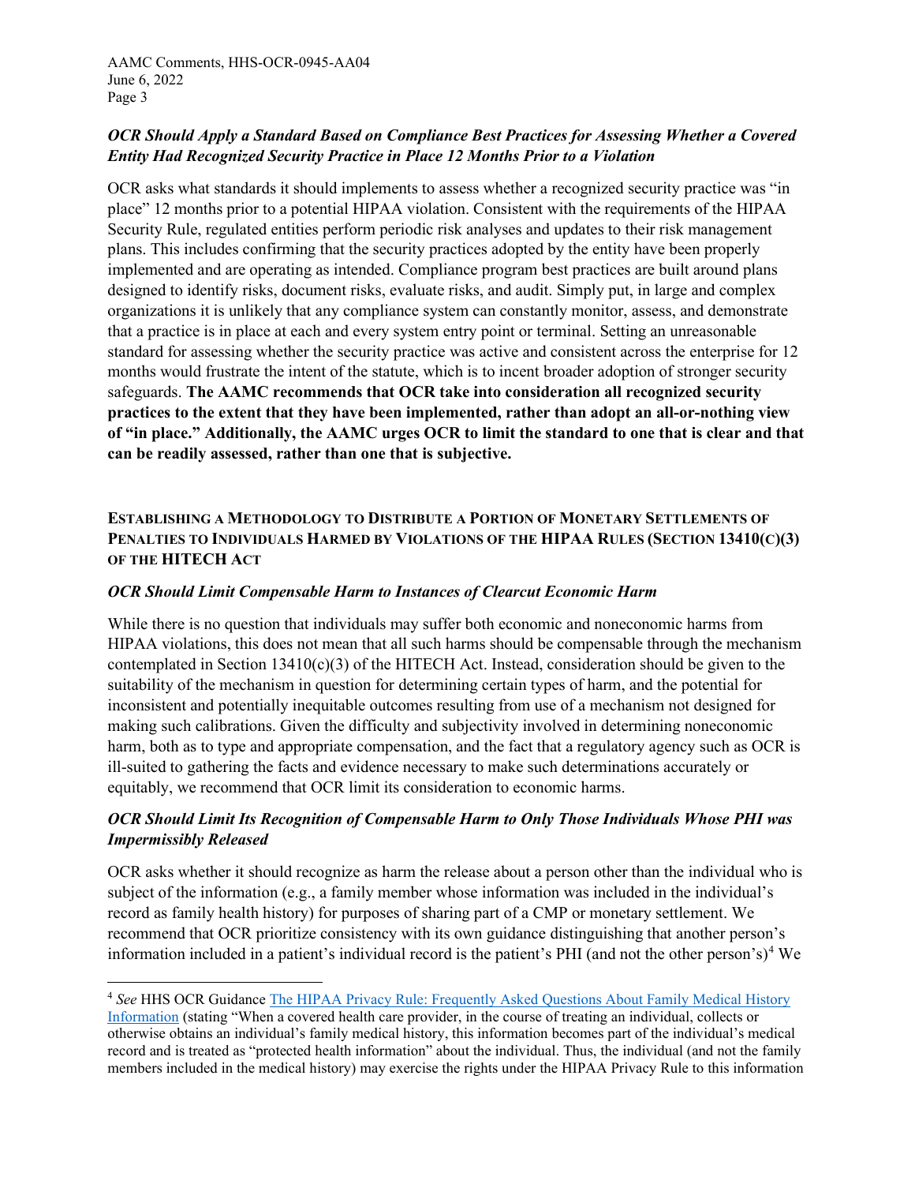### *OCR Should Apply a Standard Based on Compliance Best Practices for Assessing Whether a Covered Entity Had Recognized Security Practice in Place 12 Months Prior to a Violation*

OCR asks what standards it should implements to assess whether a recognized security practice was "in place" 12 months prior to a potential HIPAA violation. Consistent with the requirements of the HIPAA Security Rule, regulated entities perform periodic risk analyses and updates to their risk management plans. This includes confirming that the security practices adopted by the entity have been properly implemented and are operating as intended. Compliance program best practices are built around plans designed to identify risks, document risks, evaluate risks, and audit. Simply put, in large and complex organizations it is unlikely that any compliance system can constantly monitor, assess, and demonstrate that a practice is in place at each and every system entry point or terminal. Setting an unreasonable standard for assessing whether the security practice was active and consistent across the enterprise for 12 months would frustrate the intent of the statute, which is to incent broader adoption of stronger security safeguards. **The AAMC recommends that OCR take into consideration all recognized security practices to the extent that they have been implemented, rather than adopt an all-or-nothing view of "in place." Additionally, the AAMC urges OCR to limit the standard to one that is clear and that can be readily assessed, rather than one that is subjective.**

## ESTABLISHING A METHODOLOGY TO DISTRIBUTE A PORTION OF MONETARY SETTLEMENTS OF PENALTIES TO INDIVIDUALS HARMED BY VIOLATIONS OF THE HIPAA RULES (SECTION 13410(C)(3) OF THE HITECH ACT

### *OCR Should Limit Compensable Harm to Instances of Clearcut Economic Harm*

While there is no question that individuals may suffer both economic and noneconomic harms from HIPAA violations, this does not mean that all such harms should be compensable through the mechanism contemplated in Section 13410(c)(3) of the HITECH Act. Instead, consideration should be given to the suitability of the mechanism in question for determining certain types of harm, and the potential for inconsistent and potentially inequitable outcomes resulting from use of a mechanism not designed for making such calibrations. Given the difficulty and subjectivity involved in determining noneconomic harm, both as to type and appropriate compensation, and the fact that a regulatory agency such as OCR is ill-suited to gathering the facts and evidence necessary to make such determinations accurately or equitably, we recommend that OCR limit its consideration to economic harms.

### *OCR Should Limit Its Recognition of Compensable Harm to Only Those Individuals Whose PHI was Impermissibly Released*

OCR asks whether it should recognize as harm the release about a person other than the individual who is subject of the information (e.g., a family member whose information was included in the individual's record as family health history) for purposes of sharing part of a CMP or monetary settlement. We recommend that OCR prioritize consistency with its own guidance distinguishing that another person's information included in a patient's individual record is the patient's PHI (and not the other person's)[4] We

---

[4] *See* HHS OCR Guidance The HIPAA Privacy Rule: Frequently Asked Questions About Family Medical History Information (stating "When a covered health care provider, in the course of treating an individual, collects or otherwise obtains an individual's family medical history, this information becomes part of the individual's medical record and is treated as "protected health information" about the individual. Thus, the individual (and not the family members included in the medical history) may exercise the rights under the HIPAA Privacy Rule to this information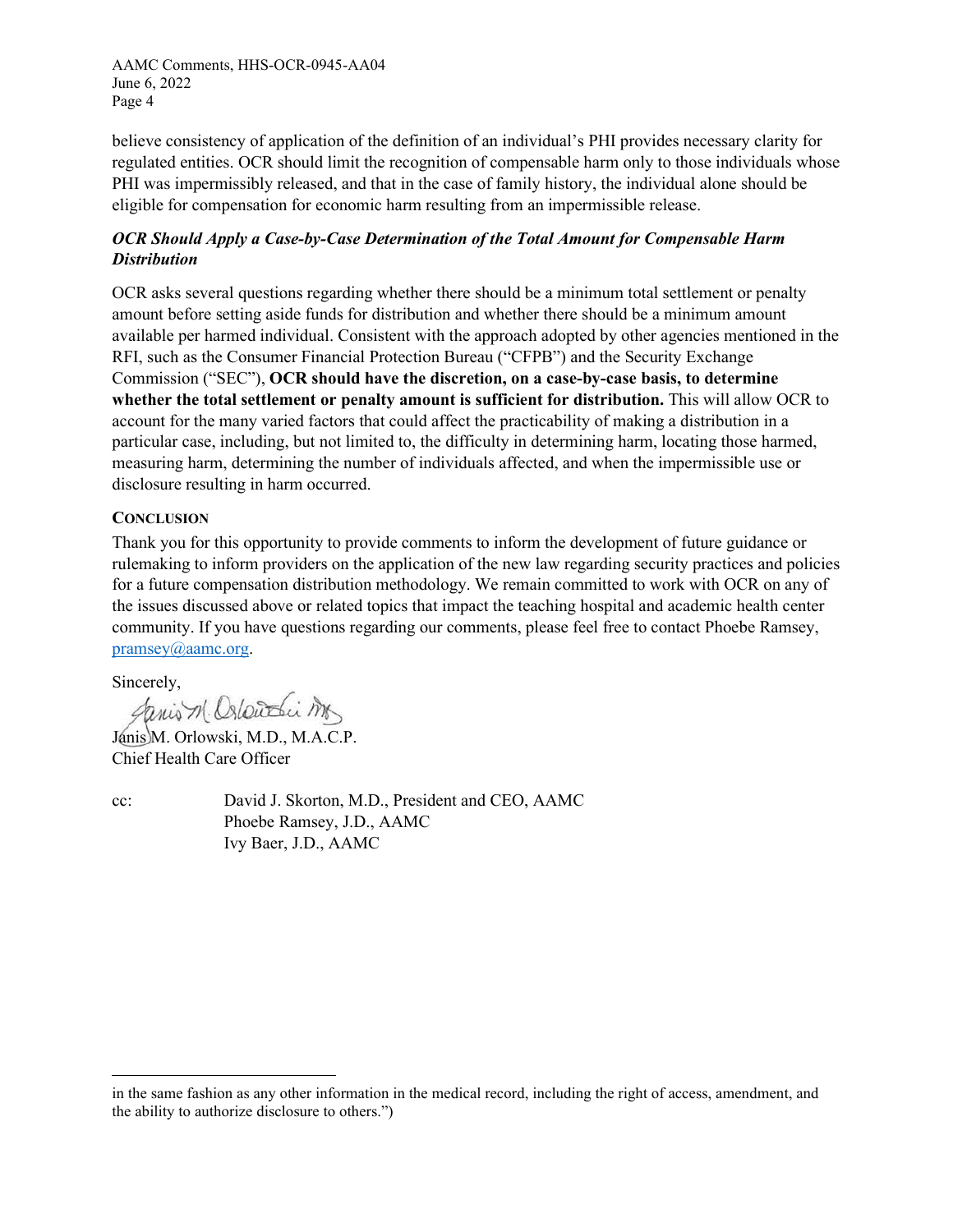believe consistency of application of the definition of an individual's PHI provides necessary clarity for regulated entities. OCR should limit the recognition of compensable harm only to those individuals whose PHI was impermissibly released, and that in the case of family history, the individual alone should be eligible for compensation for economic harm resulting from an impermissible release.

***OCR Should Apply a Case-by-Case Determination of the Total Amount for Compensable Harm Distribution***

OCR asks several questions regarding whether there should be a minimum total settlement or penalty amount before setting aside funds for distribution and whether there should be a minimum amount available per harmed individual. Consistent with the approach adopted by other agencies mentioned in the RFI, such as the Consumer Financial Protection Bureau ("CFPB") and the Security Exchange Commission ("SEC"), **OCR should have the discretion, on a case-by-case basis, to determine whether the total settlement or penalty amount is sufficient for distribution.** This will allow OCR to account for the many varied factors that could affect the practicability of making a distribution in a particular case, including, but not limited to, the difficulty in determining harm, locating those harmed, measuring harm, determining the number of individuals affected, and when the impermissible use or disclosure resulting in harm occurred.

**CONCLUSION**

Thank you for this opportunity to provide comments to inform the development of future guidance or rulemaking to inform providers on the application of the new law regarding security practices and policies for a future compensation distribution methodology. We remain committed to work with OCR on any of the issues discussed above or related topics that impact the teaching hospital and academic health center community. If you have questions regarding our comments, please feel free to contact Phoebe Ramsey, pramsey@aamc.org.

Sincerely,

Janis M. Orlowski, M.D., M.A.C.P.
Chief Health Care Officer

cc: David J. Skorton, M.D., President and CEO, AAMC
Phoebe Ramsey, J.D., AAMC
Ivy Baer, J.D., AAMC

---

in the same fashion as any other information in the medical record, including the right of access, amendment, and the ability to authorize disclosure to others.")